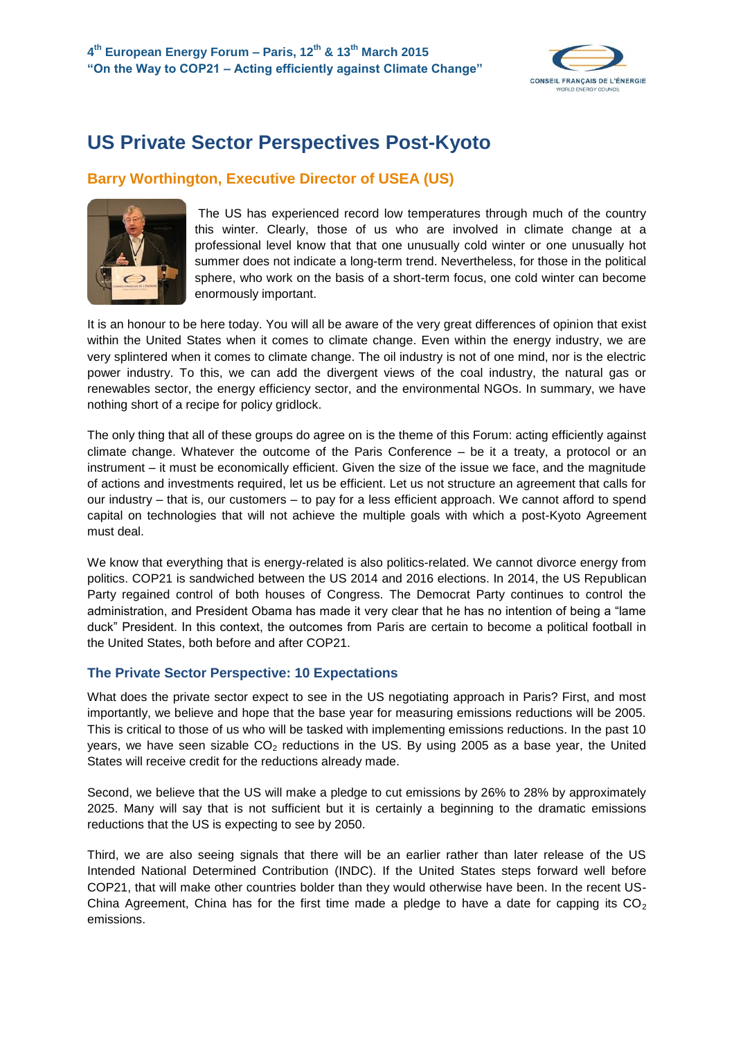# US Private Sector Perspectives Post-Kyoto

## Barry Worthington, Executive Director of USEA (US)

The US has experienced record low temperatures through much of the country this winter. Clearly, those of us who are involved in climate change at a professional level know that that one unusually cold winter or one unusually hot summer does not indicate a long-term trend. Nevertheless, for those in the political sphere, who work on the basis of a short-term focus, one cold winter can become enormously important.

It is an honour to be here today. You will all be aware of the very great differences of opinion that exist within the United States when it comes to climate change. Even within the energy industry, we are very splintered when it comes to climate change. The oil industry is not of one mind, nor is the electric power industry. To this, we can add the divergent views of the coal industry, the natural gas or renewables sector, the energy efficiency sector, and the environmental NGOs. In summary, we have nothing short of a recipe for policy gridlock.

The only thing that all of these groups do agree on is the theme of this Forum: acting efficiently against climate change. Whatever the outcome of the Paris Conference – be it a treaty, a protocol or an instrument – it must be economically efficient. Given the size of the issue we face, and the magnitude of actions and investments required, let us be efficient. Let us not structure an agreement that calls for our industry – that is, our customers – to pay for a less efficient approach. We cannot afford to spend capital on technologies that will not achieve the multiple goals with which a post-Kyoto Agreement must deal.

We know that everything that is energy-related is also politics-related. We cannot divorce energy from politics. COP21 is sandwiched between the US 2014 and 2016 elections. In 2014, the US Republican Party regained control of both houses of Congress. The Democrat Party continues to control the administration, and President Obama has made it very clear that he has no intention of being a "lame duck" President. In this context, the outcomes from Paris are certain to become a political football in the United States, both before and after COP21.

### The Private Sector Perspective: 10 Expectations

What does the private sector expect to see in the US negotiating approach in Paris? First, and most importantly, we believe and hope that the base year for measuring emissions reductions will be 2005. This is critical to those of us who will be tasked with implementing emissions reductions. In the past 10 years, we have seen sizable $CO_2$ reductions in the US. By using 2005 as a base year, the United States will receive credit for the reductions already made.

Second, we believe that the US will make a pledge to cut emissions by 26% to 28% by approximately 2025. Many will say that is not sufficient but it is certainly a beginning to the dramatic emissions reductions that the US is expecting to see by 2050.

Third, we are also seeing signals that there will be an earlier rather than later release of the US Intended National Determined Contribution (INDC). If the United States steps forward well before COP21, that will make other countries bolder than they would otherwise have been. In the recent US-China Agreement, China has for the first time made a pledge to have a date for capping its $CO_2$ emissions.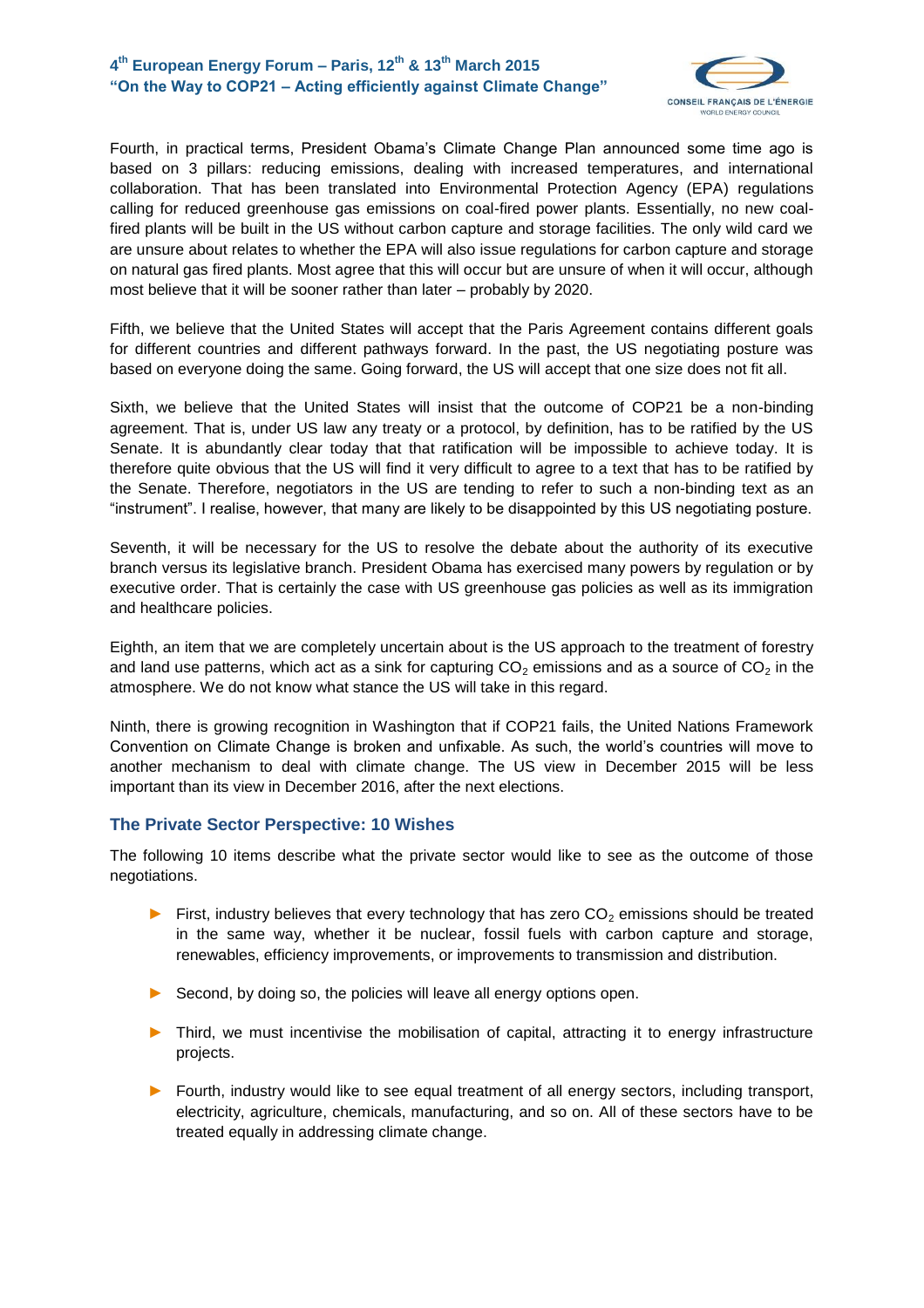Fourth, in practical terms, President Obama's Climate Change Plan announced some time ago is based on 3 pillars: reducing emissions, dealing with increased temperatures, and international collaboration. That has been translated into Environmental Protection Agency (EPA) regulations calling for reduced greenhouse gas emissions on coal-fired power plants. Essentially, no new coal-fired plants will be built in the US without carbon capture and storage facilities. The only wild card we are unsure about relates to whether the EPA will also issue regulations for carbon capture and storage on natural gas fired plants. Most agree that this will occur but are unsure of when it will occur, although most believe that it will be sooner rather than later – probably by 2020.

Fifth, we believe that the United States will accept that the Paris Agreement contains different goals for different countries and different pathways forward. In the past, the US negotiating posture was based on everyone doing the same. Going forward, the US will accept that one size does not fit all.

Sixth, we believe that the United States will insist that the outcome of COP21 be a non-binding agreement. That is, under US law any treaty or a protocol, by definition, has to be ratified by the US Senate. It is abundantly clear today that that ratification will be impossible to achieve today. It is therefore quite obvious that the US will find it very difficult to agree to a text that has to be ratified by the Senate. Therefore, negotiators in the US are tending to refer to such a non-binding text as an "instrument". I realise, however, that many are likely to be disappointed by this US negotiating posture.

Seventh, it will be necessary for the US to resolve the debate about the authority of its executive branch versus its legislative branch. President Obama has exercised many powers by regulation or by executive order. That is certainly the case with US greenhouse gas policies as well as its immigration and healthcare policies.

Eighth, an item that we are completely uncertain about is the US approach to the treatment of forestry and land use patterns, which act as a sink for capturing $CO_2$ emissions and as a source of $CO_2$ in the atmosphere. We do not know what stance the US will take in this regard.

Ninth, there is growing recognition in Washington that if COP21 fails, the United Nations Framework Convention on Climate Change is broken and unfixable. As such, the world's countries will move to another mechanism to deal with climate change. The US view in December 2015 will be less important than its view in December 2016, after the next elections.

## The Private Sector Perspective: 10 Wishes

The following 10 items describe what the private sector would like to see as the outcome of those negotiations.

- First, industry believes that every technology that has zero $CO_2$ emissions should be treated in the same way, whether it be nuclear, fossil fuels with carbon capture and storage, renewables, efficiency improvements, or improvements to transmission and distribution.
- Second, by doing so, the policies will leave all energy options open.
- Third, we must incentivise the mobilisation of capital, attracting it to energy infrastructure projects.
- Fourth, industry would like to see equal treatment of all energy sectors, including transport, electricity, agriculture, chemicals, manufacturing, and so on. All of these sectors have to be treated equally in addressing climate change.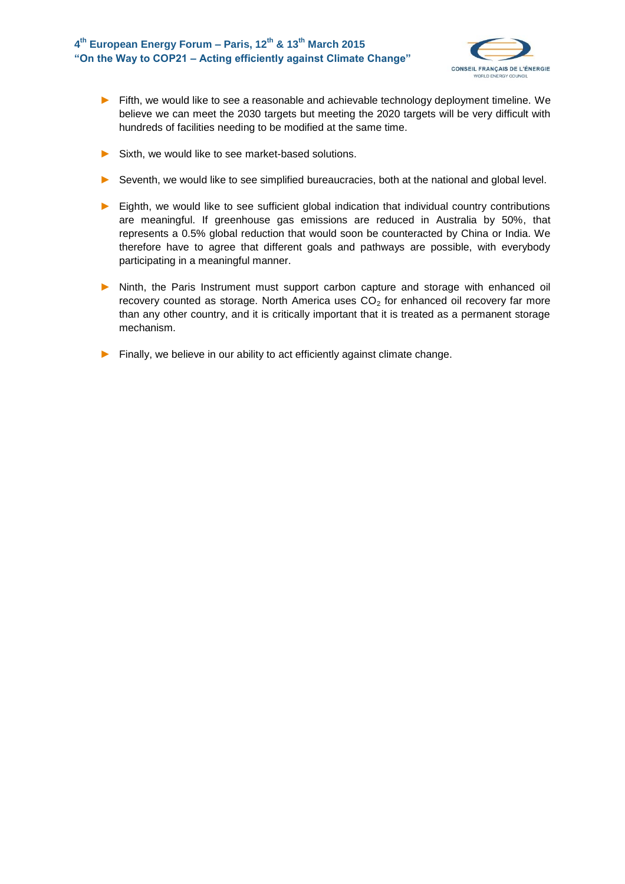- Fifth, we would like to see a reasonable and achievable technology deployment timeline. We believe we can meet the 2030 targets but meeting the 2020 targets will be very difficult with hundreds of facilities needing to be modified at the same time.

- Sixth, we would like to see market-based solutions.

- Seventh, we would like to see simplified bureaucracies, both at the national and global level.

- Eighth, we would like to see sufficient global indication that individual country contributions are meaningful. If greenhouse gas emissions are reduced in Australia by 50%, that represents a 0.5% global reduction that would soon be counteracted by China or India. We therefore have to agree that different goals and pathways are possible, with everybody participating in a meaningful manner.

- Ninth, the Paris Instrument must support carbon capture and storage with enhanced oil recovery counted as storage. North America uses $CO_2$ for enhanced oil recovery far more than any other country, and it is critically important that it is treated as a permanent storage mechanism.

- Finally, we believe in our ability to act efficiently against climate change.